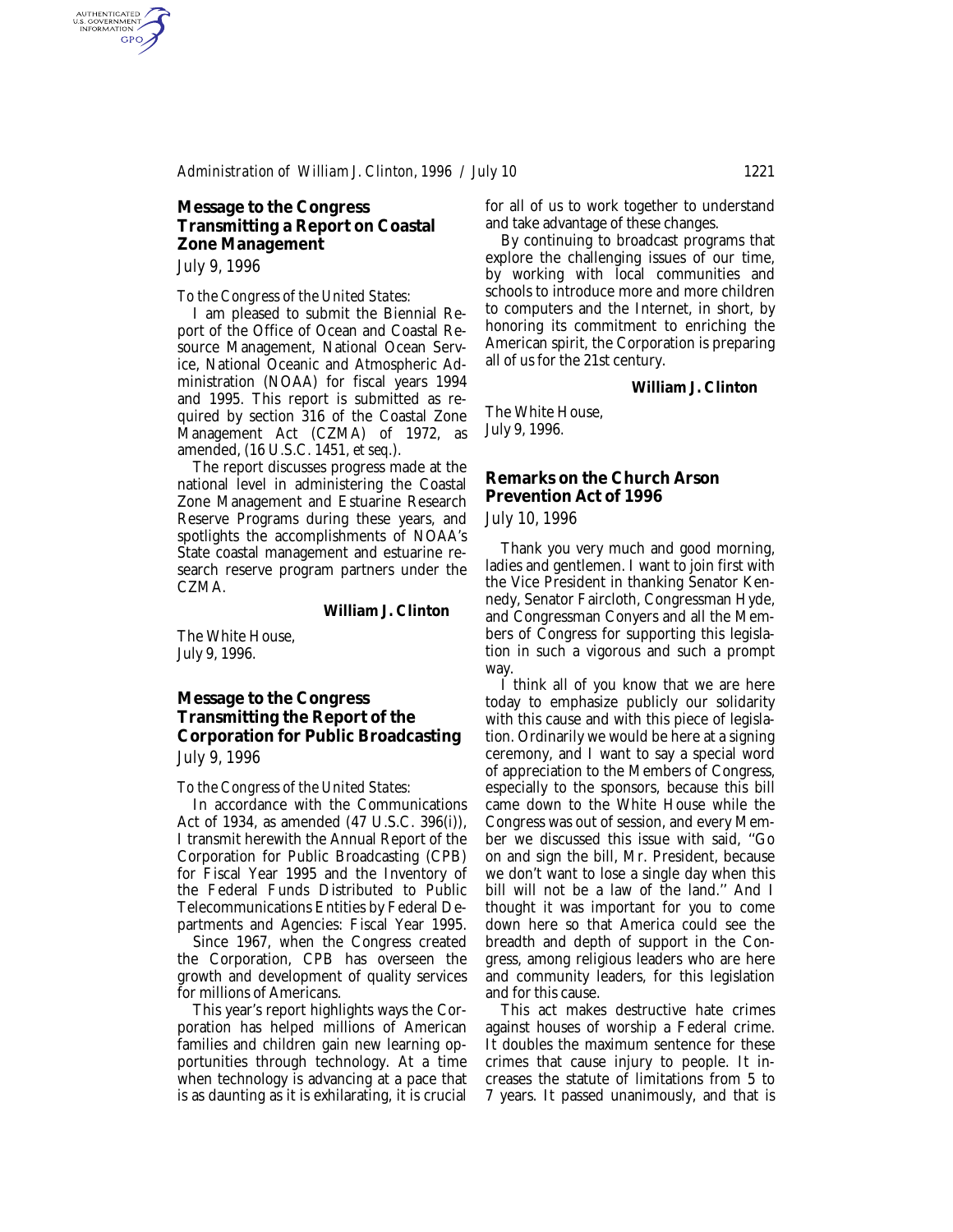## Message to the Congress Transmitting a Report on Coastal Zone Management

*July 9, 1996*

*To the Congress of the United States:*

I am pleased to submit the Biennial Report of the Office of Ocean and Coastal Resource Management, National Ocean Service, National Oceanic and Atmospheric Administration (NOAA) for fiscal years 1994 and 1995. This report is submitted as required by section 316 of the Coastal Zone Management Act (CZMA) of 1972, as amended, (16 U.S.C. 1451, *et seq.*).

The report discusses progress made at the national level in administering the Coastal Zone Management and Estuarine Research Reserve Programs during these years, and spotlights the accomplishments of NOAA's State coastal management and estuarine research reserve program partners under the CZMA.

**William J. Clinton**

The White House,
July 9, 1996.

## Message to the Congress Transmitting the Report of the Corporation for Public Broadcasting

*July 9, 1996*

*To the Congress of the United States:*

In accordance with the Communications Act of 1934, as amended (47 U.S.C. 396(i)), I transmit herewith the Annual Report of the Corporation for Public Broadcasting (CPB) for Fiscal Year 1995 and the Inventory of the Federal Funds Distributed to Public Telecommunications Entities by Federal Departments and Agencies: Fiscal Year 1995.

Since 1967, when the Congress created the Corporation, CPB has overseen the growth and development of quality services for millions of Americans.

This year's report highlights ways the Corporation has helped millions of American families and children gain new learning opportunities through technology. At a time when technology is advancing at a pace that is as daunting as it is exhilarating, it is crucial for all of us to work together to understand and take advantage of these changes.

By continuing to broadcast programs that explore the challenging issues of our time, by working with local communities and schools to introduce more and more children to computers and the Internet, in short, by honoring its commitment to enriching the American spirit, the Corporation is preparing all of us for the 21st century.

**William J. Clinton**

The White House,
July 9, 1996.

## Remarks on the Church Arson Prevention Act of 1996

*July 10, 1996*

Thank you very much and good morning, ladies and gentlemen. I want to join first with the Vice President in thanking Senator Kennedy, Senator Faircloth, Congressman Hyde, and Congressman Conyers and all the Members of Congress for supporting this legislation in such a vigorous and such a prompt way.

I think all of you know that we are here today to emphasize publicly our solidarity with this cause and with this piece of legislation. Ordinarily we would be here at a signing ceremony, and I want to say a special word of appreciation to the Members of Congress, especially to the sponsors, because this bill came down to the White House while the Congress was out of session, and every Member we discussed this issue with said, "Go on and sign the bill, Mr. President, because we don't want to lose a single day when this bill will not be a law of the land." And I thought it was important for you to come down here so that America could see the breadth and depth of support in the Congress, among religious leaders who are here and community leaders, for this legislation and for this cause.

This act makes destructive hate crimes against houses of worship a Federal crime. It doubles the maximum sentence for these crimes that cause injury to people. It increases the statute of limitations from 5 to 7 years. It passed unanimously, and that is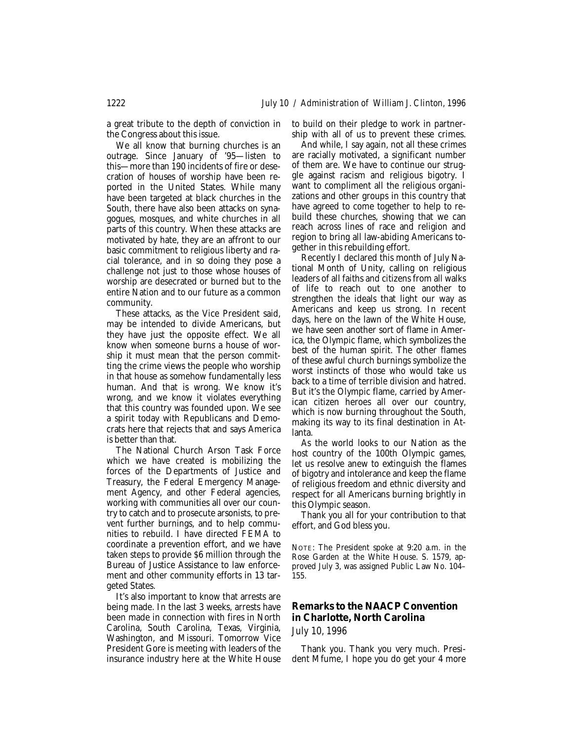a great tribute to the depth of conviction in the Congress about this issue.

We all know that burning churches is an outrage. Since January of '95—listen to this—more than 190 incidents of fire or desecration of houses of worship have been reported in the United States. While many have been targeted at black churches in the South, there have also been attacks on synagogues, mosques, and white churches in all parts of this country. When these attacks are motivated by hate, they are an affront to our basic commitment to religious liberty and racial tolerance, and in so doing they pose a challenge not just to those whose houses of worship are desecrated or burned but to the entire Nation and to our future as a common community.

These attacks, as the Vice President said, may be intended to divide Americans, but they have just the opposite effect. We all know when someone burns a house of worship it must mean that the person committing the crime views the people who worship in that house as somehow fundamentally less human. And that is wrong. We know it's wrong, and we know it violates everything that this country was founded upon. We see a spirit today with Republicans and Democrats here that rejects that and says America is better than that.

The National Church Arson Task Force which we have created is mobilizing the forces of the Departments of Justice and Treasury, the Federal Emergency Management Agency, and other Federal agencies, working with communities all over our country to catch and to prosecute arsonists, to prevent further burnings, and to help communities to rebuild. I have directed FEMA to coordinate a prevention effort, and we have taken steps to provide $6 million through the Bureau of Justice Assistance to law enforcement and other community efforts in 13 targeted States.

It's also important to know that arrests are being made. In the last 3 weeks, arrests have been made in connection with fires in North Carolina, South Carolina, Texas, Virginia, Washington, and Missouri. Tomorrow Vice President Gore is meeting with leaders of the insurance industry here at the White House to build on their pledge to work in partnership with all of us to prevent these crimes.

And while, I say again, not all these crimes are racially motivated, a significant number of them are. We have to continue our struggle against racism and religious bigotry. I want to compliment all the religious organizations and other groups in this country that have agreed to come together to help to rebuild these churches, showing that we can reach across lines of race and religion and region to bring all law-abiding Americans together in this rebuilding effort.

Recently I declared this month of July National Month of Unity, calling on religious leaders of all faiths and citizens from all walks of life to reach out to one another to strengthen the ideals that light our way as Americans and keep us strong. In recent days, here on the lawn of the White House, we have seen another sort of flame in America, the Olympic flame, which symbolizes the best of the human spirit. The other flames of these awful church burnings symbolize the worst instincts of those who would take us back to a time of terrible division and hatred. But it's the Olympic flame, carried by American citizen heroes all over our country, which is now burning throughout the South, making its way to its final destination in Atlanta.

As the world looks to our Nation as the host country of the 100th Olympic games, let us resolve anew to extinguish the flames of bigotry and intolerance and keep the flame of religious freedom and ethnic diversity and respect for all Americans burning brightly in this Olympic season.

Thank you all for your contribution to that effort, and God bless you.

NOTE: The President spoke at 9:20 a.m. in the Rose Garden at the White House. S. 1579, approved July 3, was assigned Public Law No. 104–155.

## Remarks to the NAACP Convention in Charlotte, North Carolina

*July 10, 1996*

Thank you. Thank you very much. President Mfume, I hope you do get your 4 more